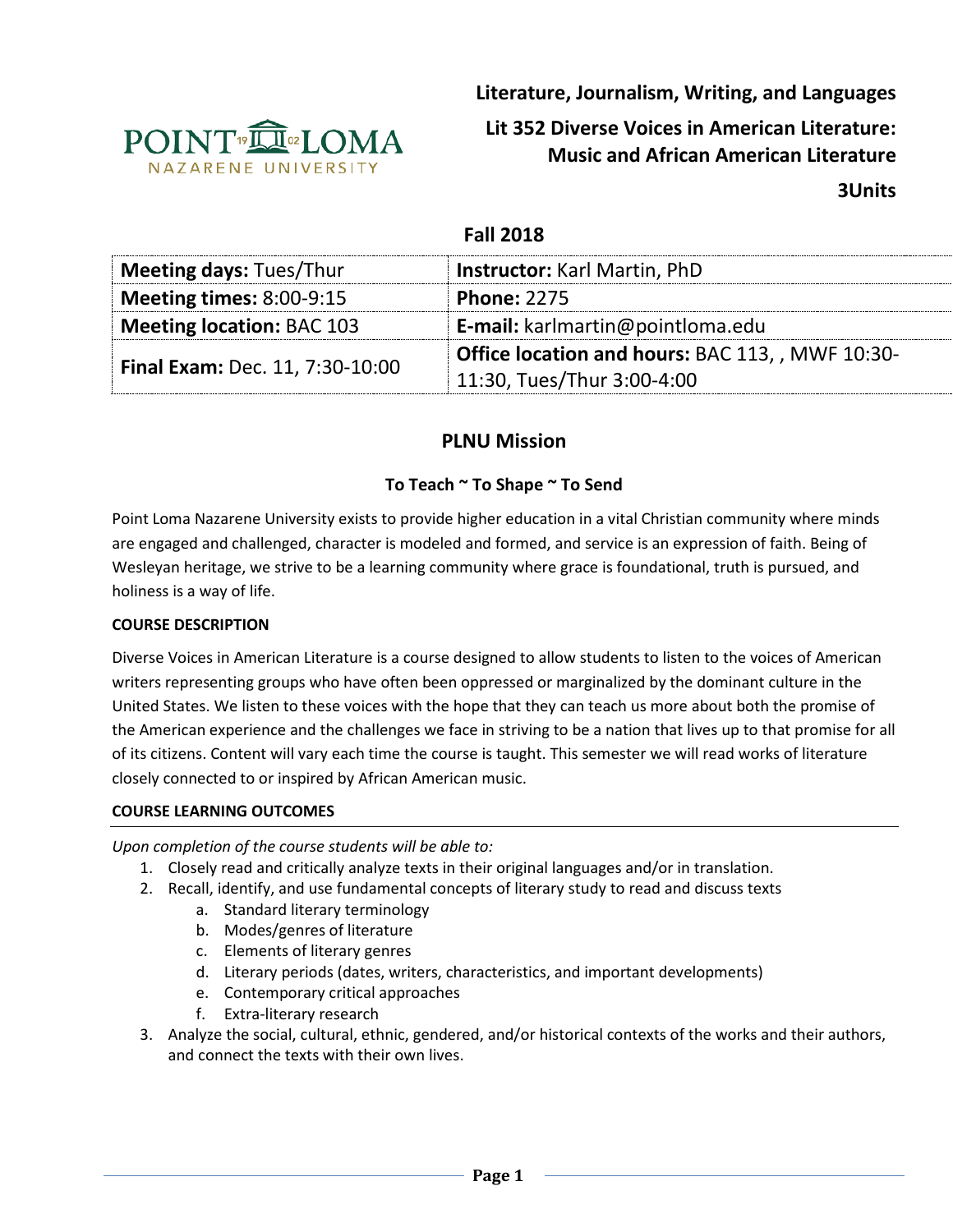**Literature, Journalism, Writing, and Languages**

# Lit 352 Diverse Voices in American Literature: Music and African American Literature

**3Units**

## Fall 2018

| **Meeting days:** Tues/Thur | **Instructor:** Karl Martin, PhD |
|---|---|
| **Meeting times:** 8:00-9:15 | **Phone:** 2275 |
| **Meeting location:** BAC 103 | **E-mail:** karlmartin@pointloma.edu |
| **Final Exam:** Dec. 11, 7:30-10:00 | **Office location and hours:** BAC 113, , MWF 10:30-11:30, Tues/Thur 3:00-4:00 |

## PLNU Mission

### To Teach ~ To Shape ~ To Send

Point Loma Nazarene University exists to provide higher education in a vital Christian community where minds are engaged and challenged, character is modeled and formed, and service is an expression of faith. Being of Wesleyan heritage, we strive to be a learning community where grace is foundational, truth is pursued, and holiness is a way of life.

### COURSE DESCRIPTION

Diverse Voices in American Literature is a course designed to allow students to listen to the voices of American writers representing groups who have often been oppressed or marginalized by the dominant culture in the United States. We listen to these voices with the hope that they can teach us more about both the promise of the American experience and the challenges we face in striving to be a nation that lives up to that promise for all of its citizens. Content will vary each time the course is taught. This semester we will read works of literature closely connected to or inspired by African American music.

### COURSE LEARNING OUTCOMES

*Upon completion of the course students will be able to:*

1. Closely read and critically analyze texts in their original languages and/or in translation.
2. Recall, identify, and use fundamental concepts of literary study to read and discuss texts
    a. Standard literary terminology
    b. Modes/genres of literature
    c. Elements of literary genres
    d. Literary periods (dates, writers, characteristics, and important developments)
    e. Contemporary critical approaches
    f. Extra-literary research
3. Analyze the social, cultural, ethnic, gendered, and/or historical contexts of the works and their authors, and connect the texts with their own lives.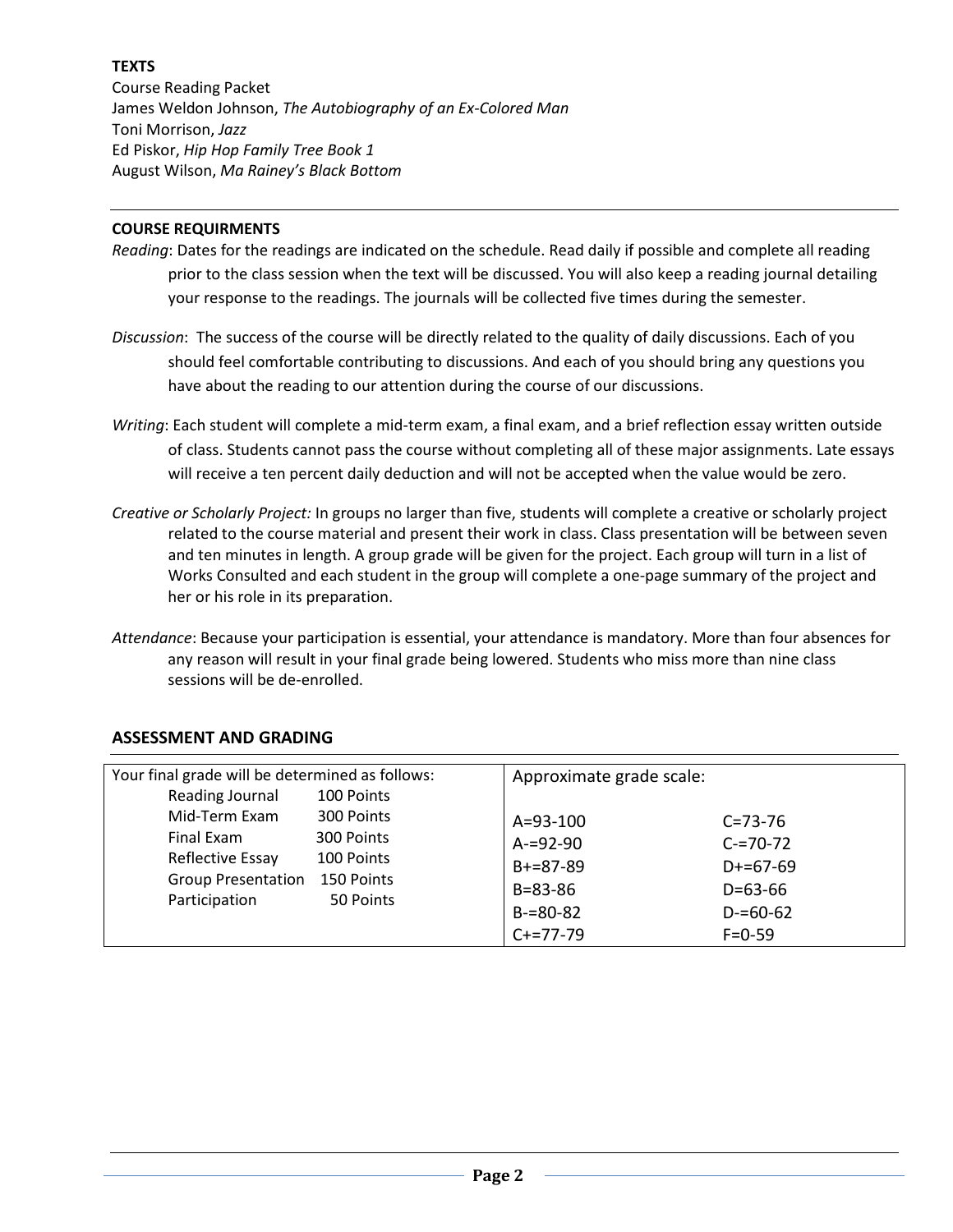**TEXTS**

Course Reading Packet
James Weldon Johnson, *The Autobiography of an Ex-Colored Man*
Toni Morrison, *Jazz*
Ed Piskor, *Hip Hop Family Tree Book 1*
August Wilson, *Ma Rainey's Black Bottom*

---

**COURSE REQUIRMENTS**

*Reading*: Dates for the readings are indicated on the schedule. Read daily if possible and complete all reading prior to the class session when the text will be discussed. You will also keep a reading journal detailing your response to the readings. The journals will be collected five times during the semester.

*Discussion*: The success of the course will be directly related to the quality of daily discussions. Each of you should feel comfortable contributing to discussions. And each of you should bring any questions you have about the reading to our attention during the course of our discussions.

*Writing*: Each student will complete a mid-term exam, a final exam, and a brief reflection essay written outside of class. Students cannot pass the course without completing all of these major assignments. Late essays will receive a ten percent daily deduction and will not be accepted when the value would be zero.

*Creative or Scholarly Project:* In groups no larger than five, students will complete a creative or scholarly project related to the course material and present their work in class. Class presentation will be between seven and ten minutes in length. A group grade will be given for the project. Each group will turn in a list of Works Consulted and each student in the group will complete a one-page summary of the project and her or his role in its preparation.

*Attendance*: Because your participation is essential, your attendance is mandatory. More than four absences for any reason will result in your final grade being lowered. Students who miss more than nine class sessions will be de-enrolled.

## ASSESSMENT AND GRADING

| Your final grade will be determined as follows: | | Approximate grade scale: | |
|---|---|---|---|
| Reading Journal | 100 Points | A=93-100 | C=73-76 |
| Mid-Term Exam | 300 Points | A-=92-90 | C-=70-72 |
| Final Exam | 300 Points | B+=87-89 | D+=67-69 |
| Reflective Essay | 100 Points | B=83-86 | D=63-66 |
| Group Presentation | 150 Points | B-=80-82 | D-=60-62 |
| Participation | 50 Points | C+=77-79 | F=0-59 |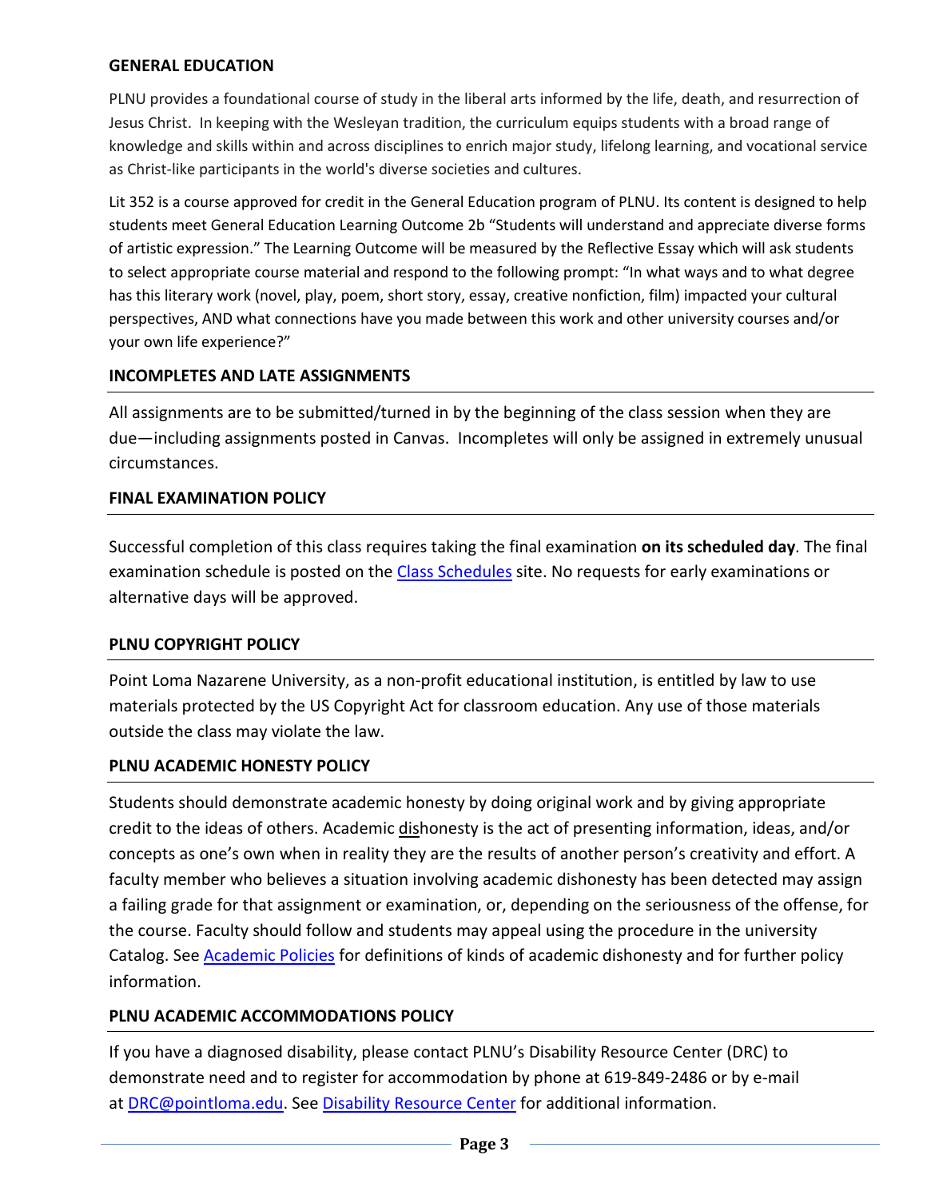## GENERAL EDUCATION

PLNU provides a foundational course of study in the liberal arts informed by the life, death, and resurrection of Jesus Christ. In keeping with the Wesleyan tradition, the curriculum equips students with a broad range of knowledge and skills within and across disciplines to enrich major study, lifelong learning, and vocational service as Christ-like participants in the world's diverse societies and cultures.

Lit 352 is a course approved for credit in the General Education program of PLNU. Its content is designed to help students meet General Education Learning Outcome 2b "Students will understand and appreciate diverse forms of artistic expression." The Learning Outcome will be measured by the Reflective Essay which will ask students to select appropriate course material and respond to the following prompt: "In what ways and to what degree has this literary work (novel, play, poem, short story, essay, creative nonfiction, film) impacted your cultural perspectives, AND what connections have you made between this work and other university courses and/or your own life experience?"

## INCOMPLETES AND LATE ASSIGNMENTS

All assignments are to be submitted/turned in by the beginning of the class session when they are due—including assignments posted in Canvas. Incompletes will only be assigned in extremely unusual circumstances.

## FINAL EXAMINATION POLICY

Successful completion of this class requires taking the final examination **on its scheduled day**. The final examination schedule is posted on the Class Schedules site. No requests for early examinations or alternative days will be approved.

## PLNU COPYRIGHT POLICY

Point Loma Nazarene University, as a non-profit educational institution, is entitled by law to use materials protected by the US Copyright Act for classroom education. Any use of those materials outside the class may violate the law.

## PLNU ACADEMIC HONESTY POLICY

Students should demonstrate academic honesty by doing original work and by giving appropriate credit to the ideas of others. Academic dishonesty is the act of presenting information, ideas, and/or concepts as one's own when in reality they are the results of another person's creativity and effort. A faculty member who believes a situation involving academic dishonesty has been detected may assign a failing grade for that assignment or examination, or, depending on the seriousness of the offense, for the course. Faculty should follow and students may appeal using the procedure in the university Catalog. See Academic Policies for definitions of kinds of academic dishonesty and for further policy information.

## PLNU ACADEMIC ACCOMMODATIONS POLICY

If you have a diagnosed disability, please contact PLNU's Disability Resource Center (DRC) to demonstrate need and to register for accommodation by phone at 619-849-2486 or by e-mail at DRC@pointloma.edu. See Disability Resource Center for additional information.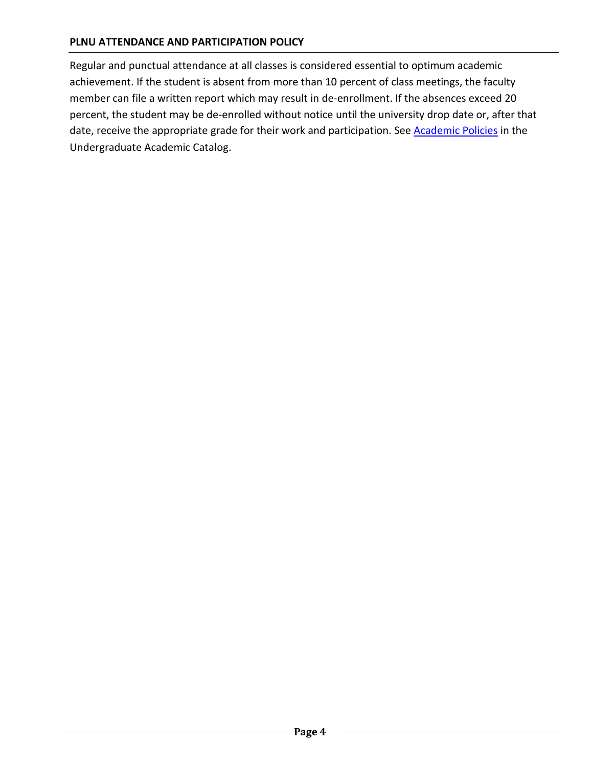## PLNU ATTENDANCE AND PARTICIPATION POLICY

Regular and punctual attendance at all classes is considered essential to optimum academic achievement. If the student is absent from more than 10 percent of class meetings, the faculty member can file a written report which may result in de-enrollment. If the absences exceed 20 percent, the student may be de-enrolled without notice until the university drop date or, after that date, receive the appropriate grade for their work and participation. See Academic Policies in the Undergraduate Academic Catalog.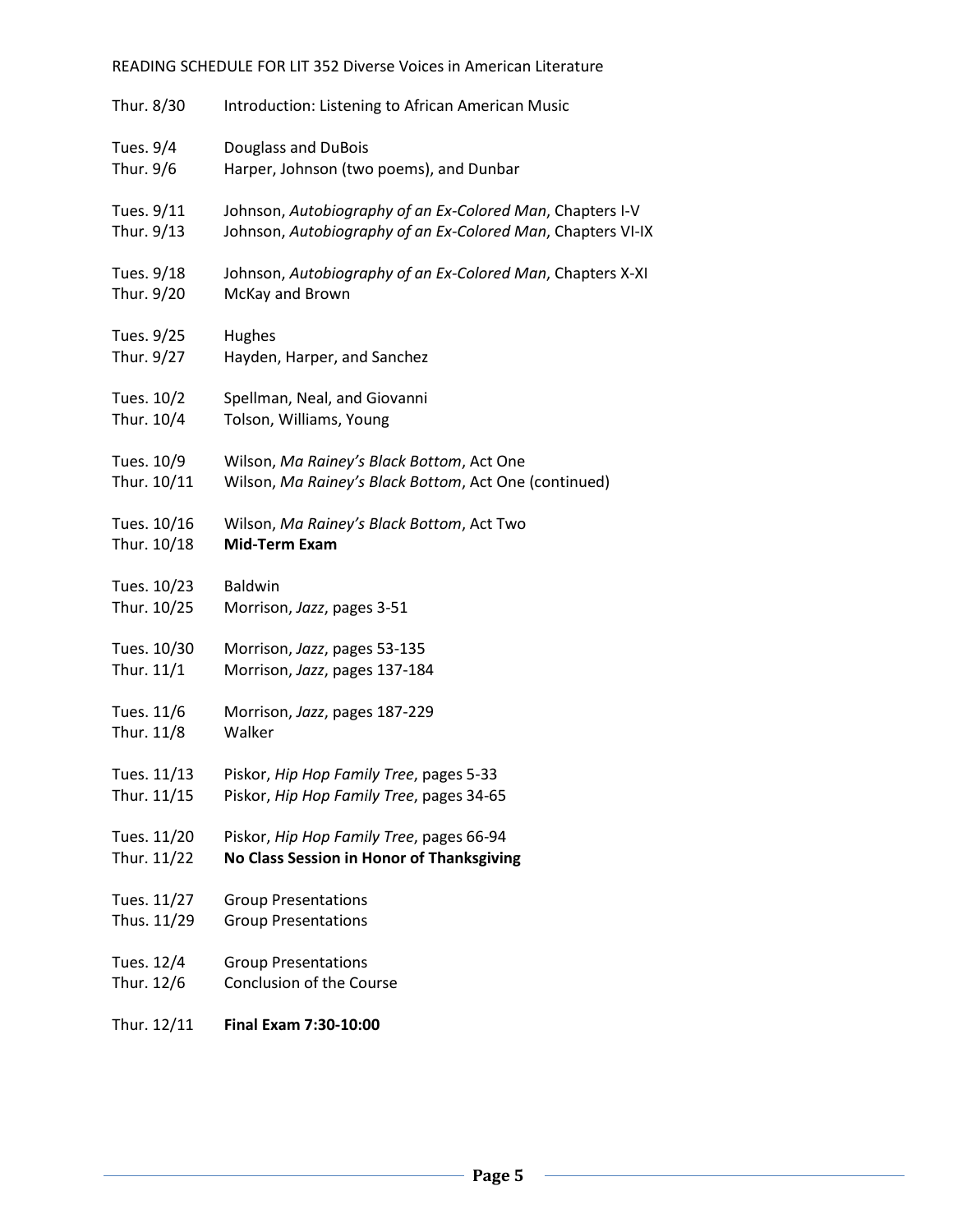READING SCHEDULE FOR LIT 352 Diverse Voices in American Literature

| | |
|---|---|
| Thur. 8/30 | Introduction: Listening to African American Music |
| Tues. 9/4 | Douglass and DuBois |
| Thur. 9/6 | Harper, Johnson (two poems), and Dunbar |
| Tues. 9/11 | Johnson, *Autobiography of an Ex-Colored Man*, Chapters I-V |
| Thur. 9/13 | Johnson, *Autobiography of an Ex-Colored Man*, Chapters VI-IX |
| Tues. 9/18 | Johnson, *Autobiography of an Ex-Colored Man*, Chapters X-XI |
| Thur. 9/20 | McKay and Brown |
| Tues. 9/25 | Hughes |
| Thur. 9/27 | Hayden, Harper, and Sanchez |
| Tues. 10/2 | Spellman, Neal, and Giovanni |
| Thur. 10/4 | Tolson, Williams, Young |
| Tues. 10/9 | Wilson, *Ma Rainey's Black Bottom*, Act One |
| Thur. 10/11 | Wilson, *Ma Rainey's Black Bottom*, Act One (continued) |
| Tues. 10/16 | Wilson, *Ma Rainey's Black Bottom*, Act Two |
| Thur. 10/18 | **Mid-Term Exam** |
| Tues. 10/23 | Baldwin |
| Thur. 10/25 | Morrison, *Jazz*, pages 3-51 |
| Tues. 10/30 | Morrison, *Jazz*, pages 53-135 |
| Thur. 11/1 | Morrison, *Jazz*, pages 137-184 |
| Tues. 11/6 | Morrison, *Jazz*, pages 187-229 |
| Thur. 11/8 | Walker |
| Tues. 11/13 | Piskor, *Hip Hop Family Tree*, pages 5-33 |
| Thur. 11/15 | Piskor, *Hip Hop Family Tree*, pages 34-65 |
| Tues. 11/20 | Piskor, *Hip Hop Family Tree*, pages 66-94 |
| Thur. 11/22 | **No Class Session in Honor of Thanksgiving** |
| Tues. 11/27 | Group Presentations |
| Thus. 11/29 | Group Presentations |
| Tues. 12/4 | Group Presentations |
| Thur. 12/6 | Conclusion of the Course |
| Thur. 12/11 | **Final Exam 7:30-10:00** |